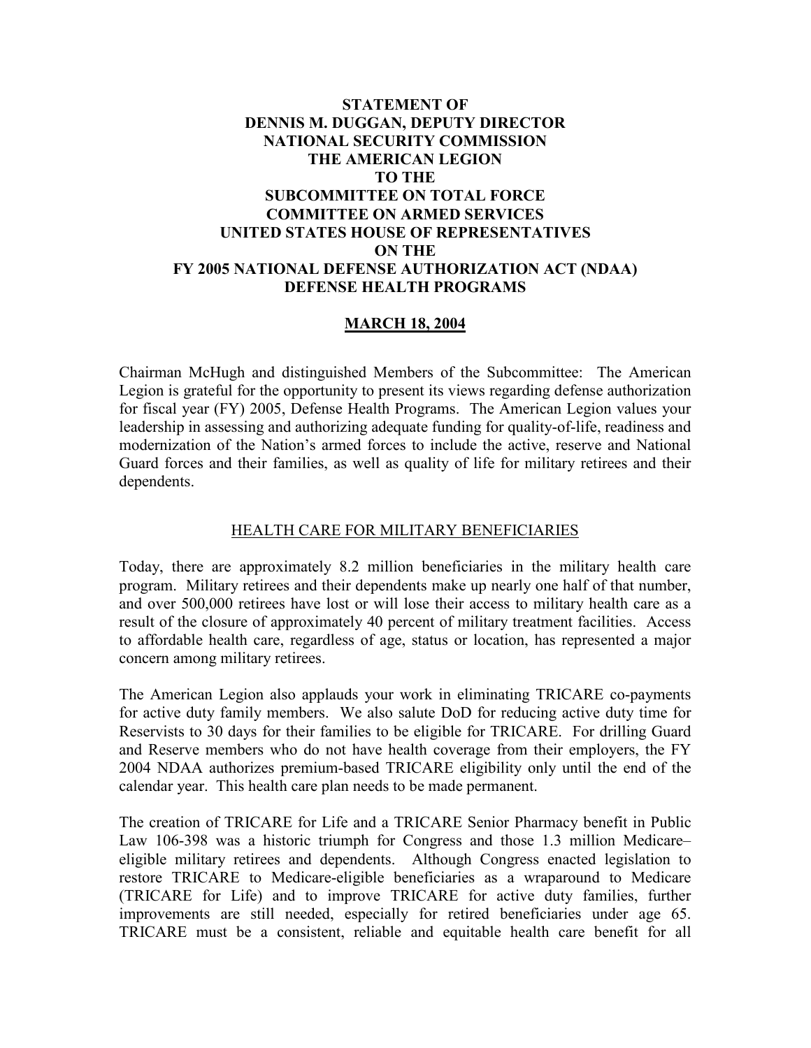**STATEMENT OF**
**DENNIS M. DUGGAN, DEPUTY DIRECTOR**
**NATIONAL SECURITY COMMISSION**
**THE AMERICAN LEGION**
**TO THE**
**SUBCOMMITTEE ON TOTAL FORCE**
**COMMITTEE ON ARMED SERVICES**
**UNITED STATES HOUSE OF REPRESENTATIVES**
**ON THE**
**FY 2005 NATIONAL DEFENSE AUTHORIZATION ACT (NDAA)**
**DEFENSE HEALTH PROGRAMS**

**MARCH 18, 2004**

Chairman McHugh and distinguished Members of the Subcommittee: The American Legion is grateful for the opportunity to present its views regarding defense authorization for fiscal year (FY) 2005, Defense Health Programs. The American Legion values your leadership in assessing and authorizing adequate funding for quality-of-life, readiness and modernization of the Nation's armed forces to include the active, reserve and National Guard forces and their families, as well as quality of life for military retirees and their dependents.

## HEALTH CARE FOR MILITARY BENEFICIARIES

Today, there are approximately 8.2 million beneficiaries in the military health care program. Military retirees and their dependents make up nearly one half of that number, and over 500,000 retirees have lost or will lose their access to military health care as a result of the closure of approximately 40 percent of military treatment facilities. Access to affordable health care, regardless of age, status or location, has represented a major concern among military retirees.

The American Legion also applauds your work in eliminating TRICARE co-payments for active duty family members. We also salute DoD for reducing active duty time for Reservists to 30 days for their families to be eligible for TRICARE. For drilling Guard and Reserve members who do not have health coverage from their employers, the FY 2004 NDAA authorizes premium-based TRICARE eligibility only until the end of the calendar year. This health care plan needs to be made permanent.

The creation of TRICARE for Life and a TRICARE Senior Pharmacy benefit in Public Law 106-398 was a historic triumph for Congress and those 1.3 million Medicare–eligible military retirees and dependents. Although Congress enacted legislation to restore TRICARE to Medicare-eligible beneficiaries as a wraparound to Medicare (TRICARE for Life) and to improve TRICARE for active duty families, further improvements are still needed, especially for retired beneficiaries under age 65. TRICARE must be a consistent, reliable and equitable health care benefit for all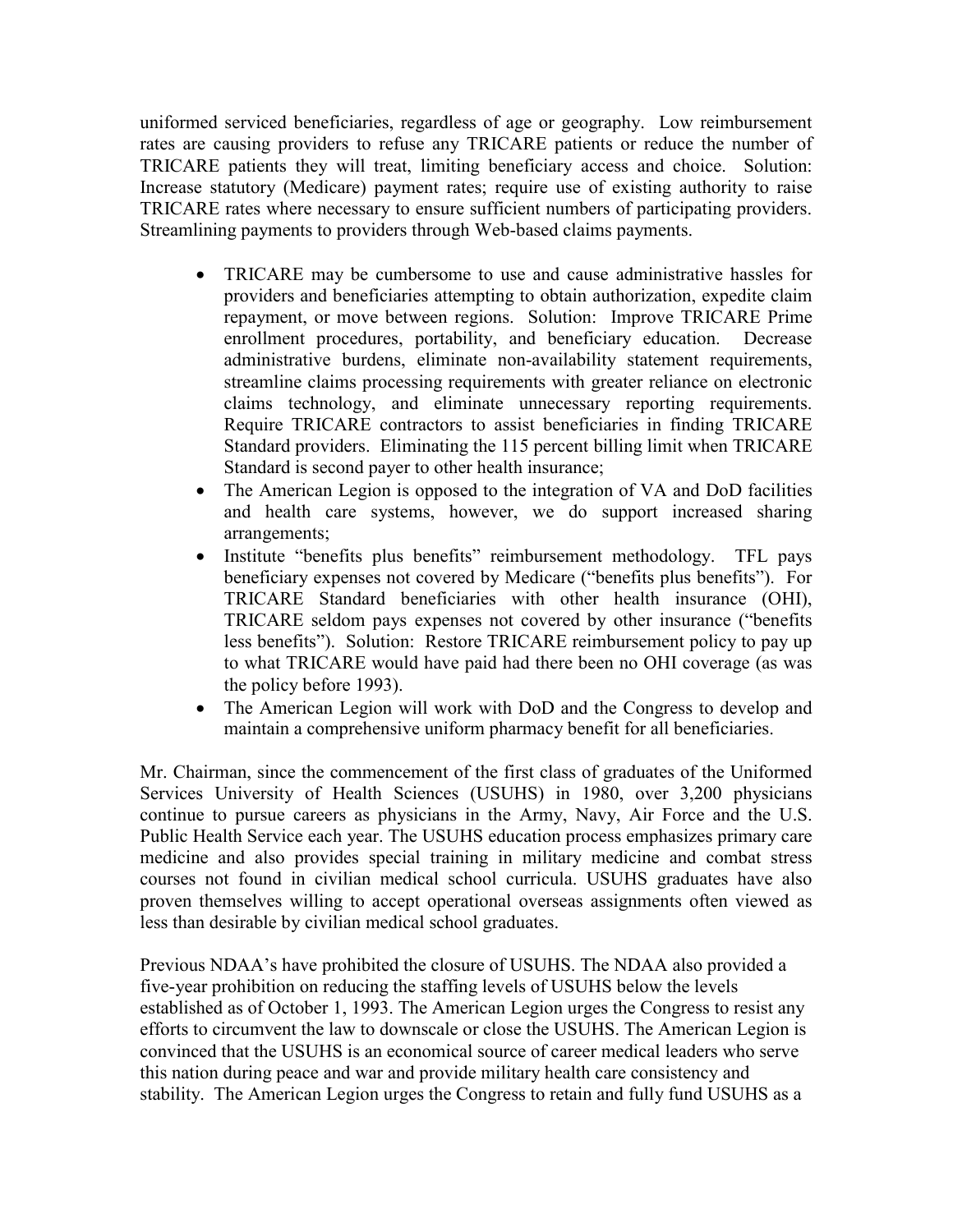uniformed serviced beneficiaries, regardless of age or geography. Low reimbursement rates are causing providers to refuse any TRICARE patients or reduce the number of TRICARE patients they will treat, limiting beneficiary access and choice. Solution: Increase statutory (Medicare) payment rates; require use of existing authority to raise TRICARE rates where necessary to ensure sufficient numbers of participating providers. Streamlining payments to providers through Web-based claims payments.

- TRICARE may be cumbersome to use and cause administrative hassles for providers and beneficiaries attempting to obtain authorization, expedite claim repayment, or move between regions. Solution: Improve TRICARE Prime enrollment procedures, portability, and beneficiary education. Decrease administrative burdens, eliminate non-availability statement requirements, streamline claims processing requirements with greater reliance on electronic claims technology, and eliminate unnecessary reporting requirements. Require TRICARE contractors to assist beneficiaries in finding TRICARE Standard providers. Eliminating the 115 percent billing limit when TRICARE Standard is second payer to other health insurance;
- The American Legion is opposed to the integration of VA and DoD facilities and health care systems, however, we do support increased sharing arrangements;
- Institute "benefits plus benefits" reimbursement methodology. TFL pays beneficiary expenses not covered by Medicare ("benefits plus benefits"). For TRICARE Standard beneficiaries with other health insurance (OHI), TRICARE seldom pays expenses not covered by other insurance ("benefits less benefits"). Solution: Restore TRICARE reimbursement policy to pay up to what TRICARE would have paid had there been no OHI coverage (as was the policy before 1993).
- The American Legion will work with DoD and the Congress to develop and maintain a comprehensive uniform pharmacy benefit for all beneficiaries.

Mr. Chairman, since the commencement of the first class of graduates of the Uniformed Services University of Health Sciences (USUHS) in 1980, over 3,200 physicians continue to pursue careers as physicians in the Army, Navy, Air Force and the U.S. Public Health Service each year. The USUHS education process emphasizes primary care medicine and also provides special training in military medicine and combat stress courses not found in civilian medical school curricula. USUHS graduates have also proven themselves willing to accept operational overseas assignments often viewed as less than desirable by civilian medical school graduates.

Previous NDAA's have prohibited the closure of USUHS. The NDAA also provided a five-year prohibition on reducing the staffing levels of USUHS below the levels established as of October 1, 1993. The American Legion urges the Congress to resist any efforts to circumvent the law to downscale or close the USUHS. The American Legion is convinced that the USUHS is an economical source of career medical leaders who serve this nation during peace and war and provide military health care consistency and stability. The American Legion urges the Congress to retain and fully fund USUHS as a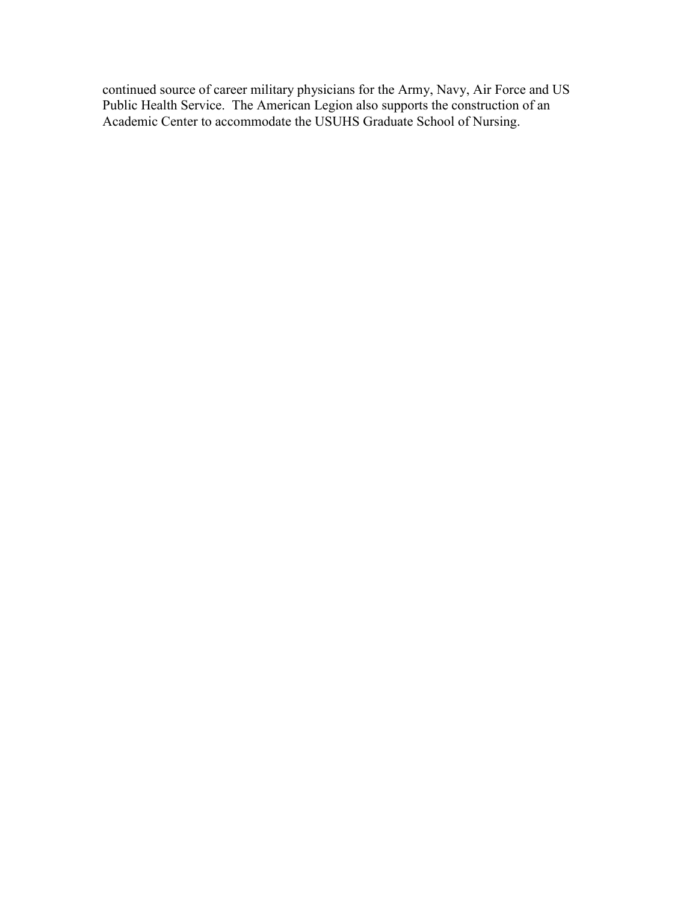continued source of career military physicians for the Army, Navy, Air Force and US Public Health Service. The American Legion also supports the construction of an Academic Center to accommodate the USUHS Graduate School of Nursing.